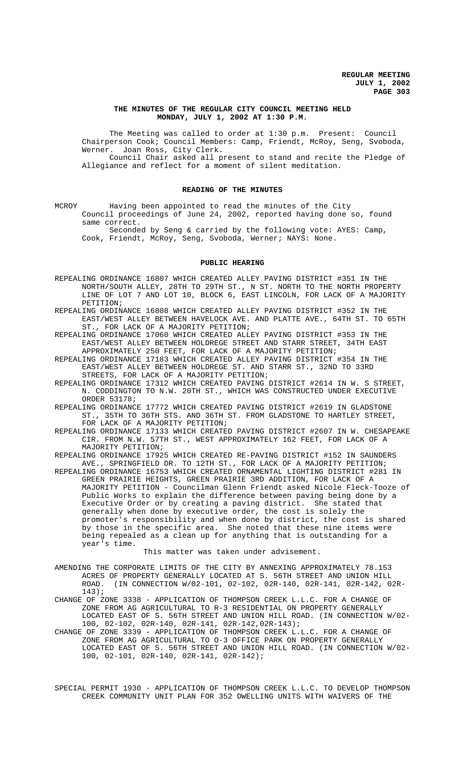# THE MINUTES OF THE REGULAR CITY COUNCIL MEETING HELD MONDAY, JULY 1, 2002 AT 1:30 P.M.

The Meeting was called to order at 1:30 p.m. Present: Council Chairperson Cook; Council Members: Camp, Friendt, McRoy, Seng, Svoboda, Werner. Joan Ross, City Clerk.

Council Chair asked all present to stand and recite the Pledge of Allegiance and reflect for a moment of silent meditation.

## READING OF THE MINUTES

MCROY Having been appointed to read the minutes of the City Council proceedings of June 24, 2002, reported having done so, found same correct.

Seconded by Seng & carried by the following vote: AYES: Camp, Cook, Friendt, McRoy, Seng, Svoboda, Werner; NAYS: None.

## PUBLIC HEARING

REPEALING ORDINANCE 16807 WHICH CREATED ALLEY PAVING DISTRICT #351 IN THE NORTH/SOUTH ALLEY, 28TH TO 29TH ST., N ST. NORTH TO THE NORTH PROPERTY LINE OF LOT 7 AND LOT 10, BLOCK 6, EAST LINCOLN, FOR LACK OF A MAJORITY PETITION;

REPEALING ORDINANCE 16808 WHICH CREATED ALLEY PAVING DISTRICT #352 IN THE EAST/WEST ALLEY BETWEEN HAVELOCK AVE. AND PLATTE AVE., 64TH ST. TO 65TH ST., FOR LACK OF A MAJORITY PETITION;

REPEALING ORDINANCE 17060 WHICH CREATED ALLEY PAVING DISTRICT #353 IN THE EAST/WEST ALLEY BETWEEN HOLDREGE STREET AND STARR STREET, 34TH EAST APPROXIMATELY 250 FEET, FOR LACK OF A MAJORITY PETITION;

REPEALING ORDINANCE 17183 WHICH CREATED ALLEY PAVING DISTRICT #354 IN THE EAST/WEST ALLEY BETWEEN HOLDREGE ST. AND STARR ST., 32ND TO 33RD STREETS, FOR LACK OF A MAJORITY PETITION;

REPEALING ORDINANCE 17312 WHICH CREATED PAVING DISTRICT #2614 IN W. S STREET, N. CODDINGTON TO N.W. 20TH ST., WHICH WAS CONSTRUCTED UNDER EXECUTIVE ORDER 53178;

REPEALING ORDINANCE 17772 WHICH CREATED PAVING DISTRICT #2619 IN GLADSTONE ST., 35TH TO 36TH STS. AND 36TH ST. FROM GLADSTONE TO HARTLEY STREET, FOR LACK OF A MAJORITY PETITION;

REPEALING ORDINANCE 17133 WHICH CREATED PAVING DISTRICT #2607 IN W. CHESAPEAKE CIR. FROM N.W. 57TH ST., WEST APPROXIMATELY 162 FEET, FOR LACK OF A MAJORITY PETITION;

REPEALING ORDINANCE 17925 WHICH CREATED RE-PAVING DISTRICT #152 IN SAUNDERS AVE., SPRINGFIELD DR. TO 12TH ST., FOR LACK OF A MAJORITY PETITION;

REPEALING ORDINANCE 16753 WHICH CREATED ORNAMENTAL LIGHTING DISTRICT #281 IN GREEN PRAIRIE HEIGHTS, GREEN PRAIRIE 3RD ADDITION, FOR LACK OF A MAJORITY PETITION - Councilman Glenn Friendt asked Nicole Fleck-Tooze of Public Works to explain the difference between paving being done by a Executive Order or by creating a paving district. She stated that generally when done by executive order, the cost is solely the promoter's responsibility and when done by district, the cost is shared by those in the specific area. She noted that these nine items were being repealed as a clean up for anything that is outstanding for a year's time.

This matter was taken under advisement.

AMENDING THE CORPORATE LIMITS OF THE CITY BY ANNEXING APPROXIMATELY 78.153 ACRES OF PROPERTY GENERALLY LOCATED AT S. 56TH STREET AND UNION HILL ROAD. (IN CONNECTION W/02-101, 02-102, 02R-140, 02R-141, 02R-142, 02R-143);

CHANGE OF ZONE 3338 - APPLICATION OF THOMPSON CREEK L.L.C. FOR A CHANGE OF ZONE FROM AG AGRICULTURAL TO R-3 RESIDENTIAL ON PROPERTY GENERALLY LOCATED EAST OF S. 56TH STREET AND UNION HILL ROAD. (IN CONNECTION W/02-100, 02-102, 02R-140, 02R-141, 02R-142,02R-143);

CHANGE OF ZONE 3339 - APPLICATION OF THOMPSON CREEK L.L.C. FOR A CHANGE OF ZONE FROM AG AGRICULTURAL TO O-3 OFFICE PARK ON PROPERTY GENERALLY LOCATED EAST OF S. 56TH STREET AND UNION HILL ROAD. (IN CONNECTION W/02-100, 02-101, 02R-140, 02R-141, 02R-142);

SPECIAL PERMIT 1930 - APPLICATION OF THOMPSON CREEK L.L.C. TO DEVELOP THOMPSON CREEK COMMUNITY UNIT PLAN FOR 352 DWELLING UNITS WITH WAIVERS OF THE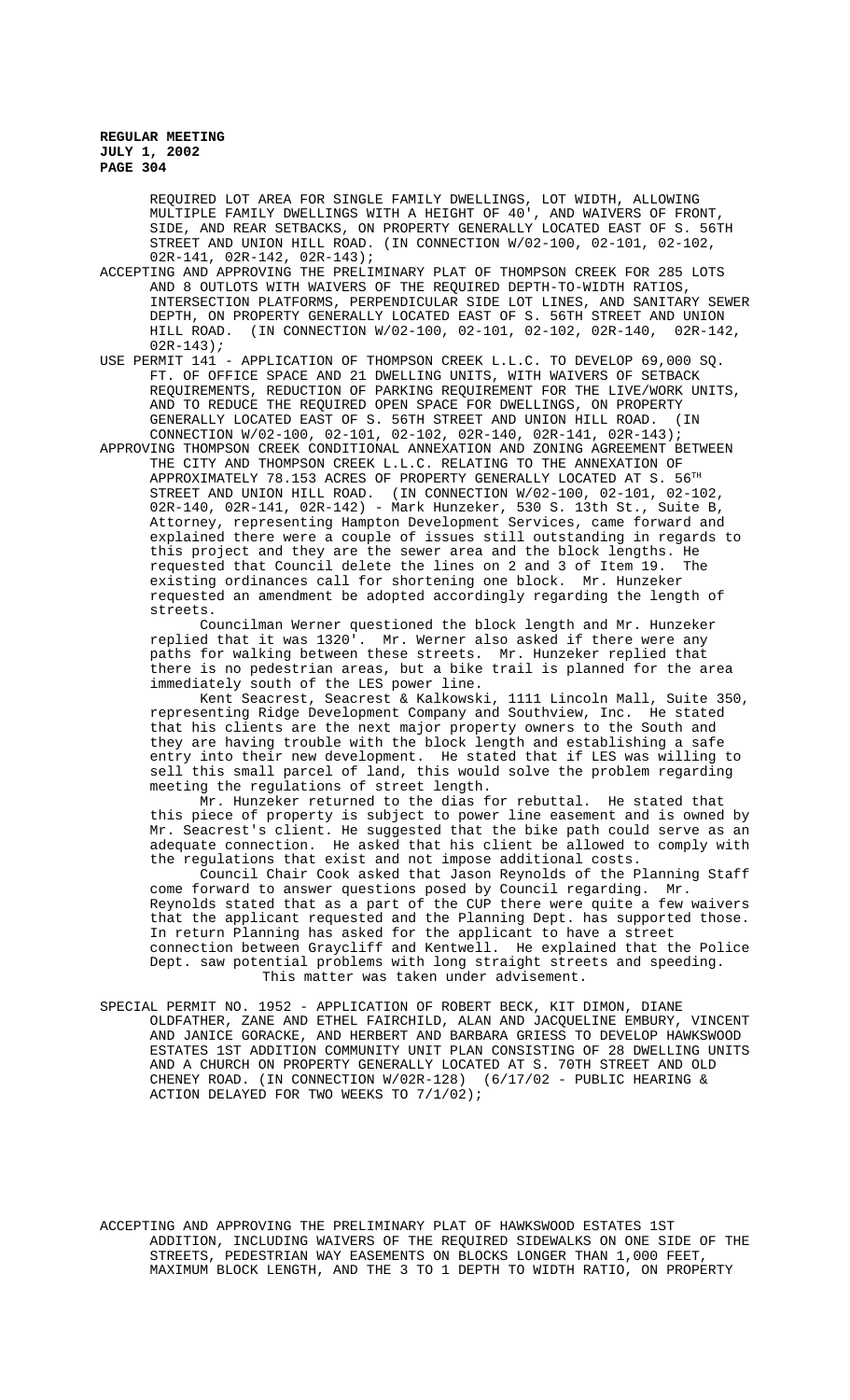REQUIRED LOT AREA FOR SINGLE FAMILY DWELLINGS, LOT WIDTH, ALLOWING MULTIPLE FAMILY DWELLINGS WITH A HEIGHT OF 40', AND WAIVERS OF FRONT, SIDE, AND REAR SETBACKS, ON PROPERTY GENERALLY LOCATED EAST OF S. 56TH STREET AND UNION HILL ROAD. (IN CONNECTION W/02-100, 02-101, 02-102, 02R-141, 02R-142, 02R-143);

ACCEPTING AND APPROVING THE PRELIMINARY PLAT OF THOMPSON CREEK FOR 285 LOTS AND 8 OUTLOTS WITH WAIVERS OF THE REQUIRED DEPTH-TO-WIDTH RATIOS, INTERSECTION PLATFORMS, PERPENDICULAR SIDE LOT LINES, AND SANITARY SEWER DEPTH, ON PROPERTY GENERALLY LOCATED EAST OF S. 56TH STREET AND UNION HILL ROAD. (IN CONNECTION W/02-100, 02-101, 02-102, 02R-140, 02R-142, 02R-143);

USE PERMIT 141 - APPLICATION OF THOMPSON CREEK L.L.C. TO DEVELOP 69,000 SQ. FT. OF OFFICE SPACE AND 21 DWELLING UNITS, WITH WAIVERS OF SETBACK REQUIREMENTS, REDUCTION OF PARKING REQUIREMENT FOR THE LIVE/WORK UNITS, AND TO REDUCE THE REQUIRED OPEN SPACE FOR DWELLINGS, ON PROPERTY GENERALLY LOCATED EAST OF S. 56TH STREET AND UNION HILL ROAD. (IN CONNECTION W/02-100, 02-101, 02-102, 02R-140, 02R-141, 02R-143);

APPROVING THOMPSON CREEK CONDITIONAL ANNEXATION AND ZONING AGREEMENT BETWEEN THE CITY AND THOMPSON CREEK L.L.C. RELATING TO THE ANNEXATION OF APPROXIMATELY 78.153 ACRES OF PROPERTY GENERALLY LOCATED AT S. 56TH STREET AND UNION HILL ROAD. (IN CONNECTION W/02-100, 02-101, 02-102, 02R-140, 02R-141, 02R-142) - Mark Hunzeker, 530 S. 13th St., Suite B, Attorney, representing Hampton Development Services, came forward and explained there were a couple of issues still outstanding in regards to this project and they are the sewer area and the block lengths. He requested that Council delete the lines on 2 and 3 of Item 19. The existing ordinances call for shortening one block. Mr. Hunzeker requested an amendment be adopted accordingly regarding the length of streets.

Councilman Werner questioned the block length and Mr. Hunzeker replied that it was 1320'. Mr. Werner also asked if there were any paths for walking between these streets. Mr. Hunzeker replied that there is no pedestrian areas, but a bike trail is planned for the area immediately south of the LES power line.

Kent Seacrest, Seacrest & Kalkowski, 1111 Lincoln Mall, Suite 350, representing Ridge Development Company and Southview, Inc. He stated that his clients are the next major property owners to the South and they are having trouble with the block length and establishing a safe entry into their new development. He stated that if LES was willing to sell this small parcel of land, this would solve the problem regarding meeting the regulations of street length.

Mr. Hunzeker returned to the dias for rebuttal. He stated that this piece of property is subject to power line easement and is owned by Mr. Seacrest's client. He suggested that the bike path could serve as an adequate connection. He asked that his client be allowed to comply with the regulations that exist and not impose additional costs.

Council Chair Cook asked that Jason Reynolds of the Planning Staff come forward to answer questions posed by Council regarding. Mr. Reynolds stated that as a part of the CUP there were quite a few waivers that the applicant requested and the Planning Dept. has supported those. In return Planning has asked for the applicant to have a street connection between Graycliff and Kentwell. He explained that the Police Dept. saw potential problems with long straight streets and speeding.

This matter was taken under advisement.

SPECIAL PERMIT NO. 1952 - APPLICATION OF ROBERT BECK, KIT DIMON, DIANE OLDFATHER, ZANE AND ETHEL FAIRCHILD, ALAN AND JACQUELINE EMBURY, VINCENT AND JANICE GORACKE, AND HERBERT AND BARBARA GRIESS TO DEVELOP HAWKSWOOD ESTATES 1ST ADDITION COMMUNITY UNIT PLAN CONSISTING OF 28 DWELLING UNITS AND A CHURCH ON PROPERTY GENERALLY LOCATED AT S. 70TH STREET AND OLD CHENEY ROAD. (IN CONNECTION W/02R-128) (6/17/02 - PUBLIC HEARING & ACTION DELAYED FOR TWO WEEKS TO 7/1/02);

ACCEPTING AND APPROVING THE PRELIMINARY PLAT OF HAWKSWOOD ESTATES 1ST ADDITION, INCLUDING WAIVERS OF THE REQUIRED SIDEWALKS ON ONE SIDE OF THE STREETS, PEDESTRIAN WAY EASEMENTS ON BLOCKS LONGER THAN 1,000 FEET, MAXIMUM BLOCK LENGTH, AND THE 3 TO 1 DEPTH TO WIDTH RATIO, ON PROPERTY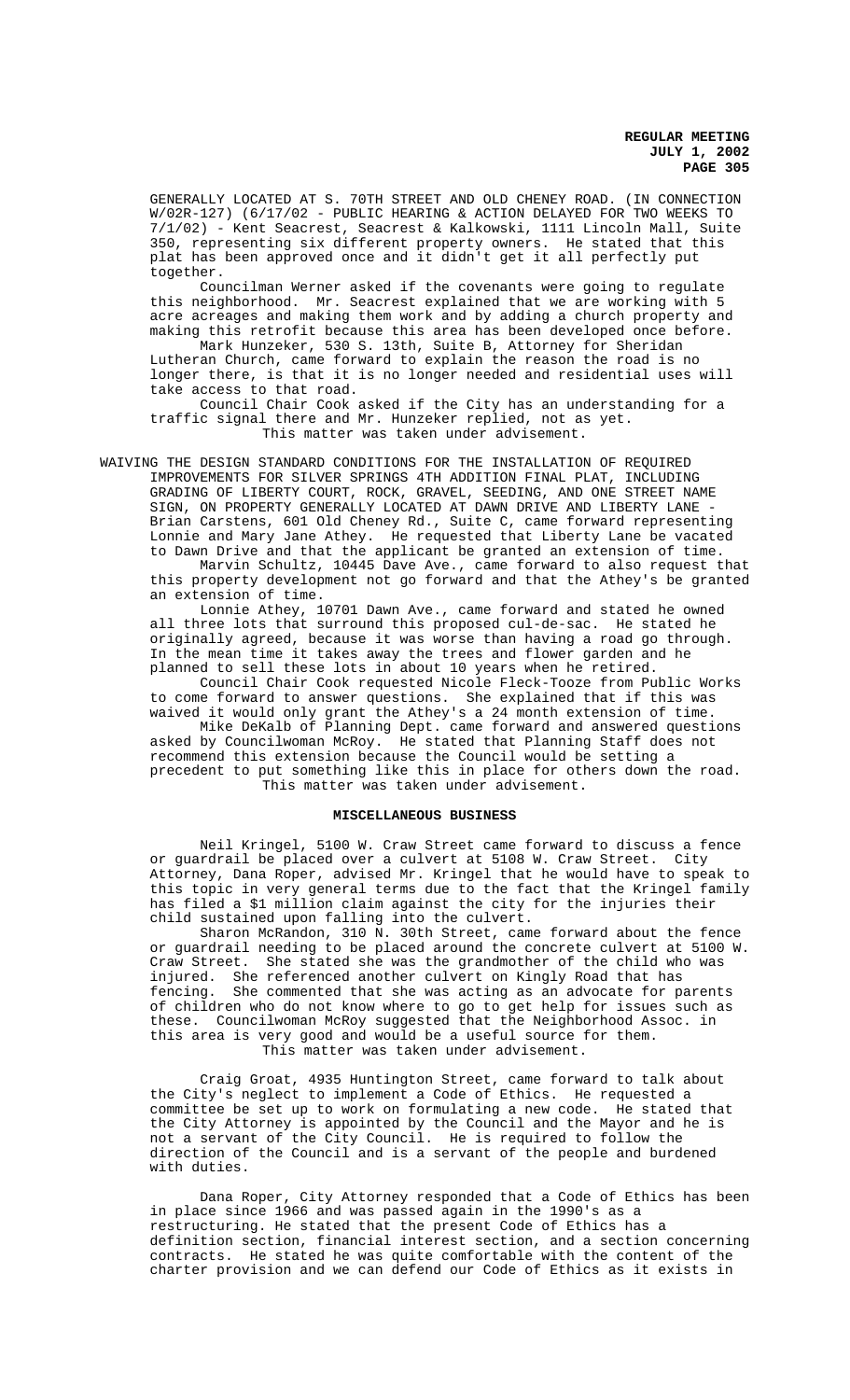GENERALLY LOCATED AT S. 70TH STREET AND OLD CHENEY ROAD. (IN CONNECTION W/02R-127) (6/17/02 - PUBLIC HEARING & ACTION DELAYED FOR TWO WEEKS TO 7/1/02) - Kent Seacrest, Seacrest & Kalkowski, 1111 Lincoln Mall, Suite 350, representing six different property owners. He stated that this plat has been approved once and it didn't get it all perfectly put together.

Councilman Werner asked if the covenants were going to regulate this neighborhood. Mr. Seacrest explained that we are working with 5 acre acreages and making them work and by adding a church property and making this retrofit because this area has been developed once before.

Mark Hunzeker, 530 S. 13th, Suite B, Attorney for Sheridan Lutheran Church, came forward to explain the reason the road is no longer there, is that it is no longer needed and residential uses will take access to that road.

Council Chair Cook asked if the City has an understanding for a traffic signal there and Mr. Hunzeker replied, not as yet.

This matter was taken under advisement.

WAIVING THE DESIGN STANDARD CONDITIONS FOR THE INSTALLATION OF REQUIRED IMPROVEMENTS FOR SILVER SPRINGS 4TH ADDITION FINAL PLAT, INCLUDING GRADING OF LIBERTY COURT, ROCK, GRAVEL, SEEDING, AND ONE STREET NAME SIGN, ON PROPERTY GENERALLY LOCATED AT DAWN DRIVE AND LIBERTY LANE - Brian Carstens, 601 Old Cheney Rd., Suite C, came forward representing Lonnie and Mary Jane Athey. He requested that Liberty Lane be vacated to Dawn Drive and that the applicant be granted an extension of time.

Marvin Schultz, 10445 Dave Ave., came forward to also request that this property development not go forward and that the Athey's be granted an extension of time.

Lonnie Athey, 10701 Dawn Ave., came forward and stated he owned all three lots that surround this proposed cul-de-sac. He stated he originally agreed, because it was worse than having a road go through. In the mean time it takes away the trees and flower garden and he planned to sell these lots in about 10 years when he retired.

Council Chair Cook requested Nicole Fleck-Tooze from Public Works to come forward to answer questions. She explained that if this was waived it would only grant the Athey's a 24 month extension of time.

Mike DeKalb of Planning Dept. came forward and answered questions asked by Councilwoman McRoy. He stated that Planning Staff does not recommend this extension because the Council would be setting a precedent to put something like this in place for others down the road.

This matter was taken under advisement.

**MISCELLANEOUS BUSINESS**

Neil Kringel, 5100 W. Craw Street came forward to discuss a fence or guardrail be placed over a culvert at 5108 W. Craw Street. City Attorney, Dana Roper, advised Mr. Kringel that he would have to speak to this topic in very general terms due to the fact that the Kringel family has filed a $1 million claim against the city for the injuries their child sustained upon falling into the culvert.

Sharon McRandon, 310 N. 30th Street, came forward about the fence or guardrail needing to be placed around the concrete culvert at 5100 W. Craw Street. She stated she was the grandmother of the child who was injured. She referenced another culvert on Kingly Road that has fencing. She commented that she was acting as an advocate for parents of children who do not know where to go to get help for issues such as these. Councilwoman McRoy suggested that the Neighborhood Assoc. in this area is very good and would be a useful source for them.

This matter was taken under advisement.

Craig Groat, 4935 Huntington Street, came forward to talk about the City's neglect to implement a Code of Ethics. He requested a committee be set up to work on formulating a new code. He stated that the City Attorney is appointed by the Council and the Mayor and he is not a servant of the City Council. He is required to follow the direction of the Council and is a servant of the people and burdened with duties.

Dana Roper, City Attorney responded that a Code of Ethics has been in place since 1966 and was passed again in the 1990's as a restructuring. He stated that the present Code of Ethics has a definition section, financial interest section, and a section concerning contracts. He stated he was quite comfortable with the content of the charter provision and we can defend our Code of Ethics as it exists in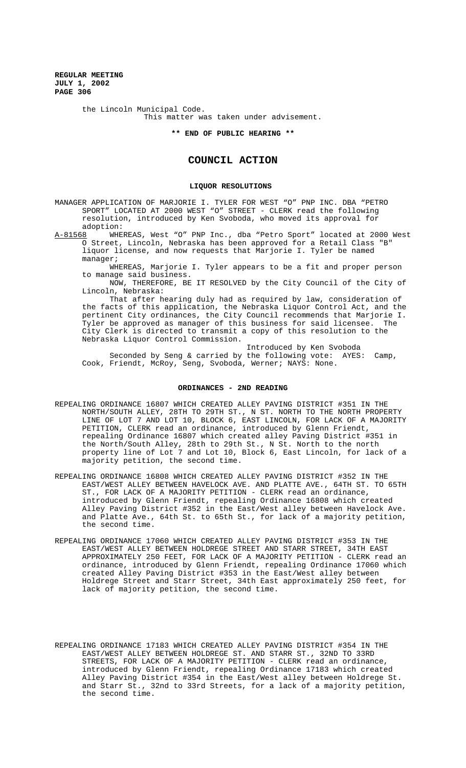the Lincoln Municipal Code.

This matter was taken under advisement.

**\*\* END OF PUBLIC HEARING \*\***

## COUNCIL ACTION

### LIQUOR RESOLUTIONS

MANAGER APPLICATION OF MARJORIE I. TYLER FOR WEST "O" PNP INC. DBA "PETRO SPORT" LOCATED AT 2000 WEST "O" STREET - CLERK read the following resolution, introduced by Ken Svoboda, who moved its approval for adoption:

A-81568 WHEREAS, West "O" PNP Inc., dba "Petro Sport" located at 2000 West O Street, Lincoln, Nebraska has been approved for a Retail Class "B" liquor license, and now requests that Marjorie I. Tyler be named manager;

WHEREAS, Marjorie I. Tyler appears to be a fit and proper person to manage said business.

NOW, THEREFORE, BE IT RESOLVED by the City Council of the City of Lincoln, Nebraska:

That after hearing duly had as required by law, consideration of the facts of this application, the Nebraska Liquor Control Act, and the pertinent City ordinances, the City Council recommends that Marjorie I. Tyler be approved as manager of this business for said licensee. The City Clerk is directed to transmit a copy of this resolution to the Nebraska Liquor Control Commission.

Introduced by Ken Svoboda

Seconded by Seng & carried by the following vote: AYES: Camp, Cook, Friendt, McRoy, Seng, Svoboda, Werner; NAYS: None.

### ORDINANCES - 2ND READING

REPEALING ORDINANCE 16807 WHICH CREATED ALLEY PAVING DISTRICT #351 IN THE NORTH/SOUTH ALLEY, 28TH TO 29TH ST., N ST. NORTH TO THE NORTH PROPERTY LINE OF LOT 7 AND LOT 10, BLOCK 6, EAST LINCOLN, FOR LACK OF A MAJORITY PETITION, CLERK read an ordinance, introduced by Glenn Friendt, repealing Ordinance 16807 which created alley Paving District #351 in the North/South Alley, 28th to 29th St., N St. North to the north property line of Lot 7 and Lot 10, Block 6, East Lincoln, for lack of a majority petition, the second time.

REPEALING ORDINANCE 16808 WHICH CREATED ALLEY PAVING DISTRICT #352 IN THE EAST/WEST ALLEY BETWEEN HAVELOCK AVE. AND PLATTE AVE., 64TH ST. TO 65TH ST., FOR LACK OF A MAJORITY PETITION - CLERK read an ordinance, introduced by Glenn Friendt, repealing Ordinance 16808 which created Alley Paving District #352 in the East/West alley between Havelock Ave. and Platte Ave., 64th St. to 65th St., for lack of a majority petition, the second time.

REPEALING ORDINANCE 17060 WHICH CREATED ALLEY PAVING DISTRICT #353 IN THE EAST/WEST ALLEY BETWEEN HOLDREGE STREET AND STARR STREET, 34TH EAST APPROXIMATELY 250 FEET, FOR LACK OF A MAJORITY PETITION - CLERK read an ordinance, introduced by Glenn Friendt, repealing Ordinance 17060 which created Alley Paving District #353 in the East/West alley between Holdrege Street and Starr Street, 34th East approximately 250 feet, for lack of majority petition, the second time.

REPEALING ORDINANCE 17183 WHICH CREATED ALLEY PAVING DISTRICT #354 IN THE EAST/WEST ALLEY BETWEEN HOLDREGE ST. AND STARR ST., 32ND TO 33RD STREETS, FOR LACK OF A MAJORITY PETITION - CLERK read an ordinance, introduced by Glenn Friendt, repealing Ordinance 17183 which created Alley Paving District #354 in the East/West alley between Holdrege St. and Starr St., 32nd to 33rd Streets, for a lack of a majority petition, the second time.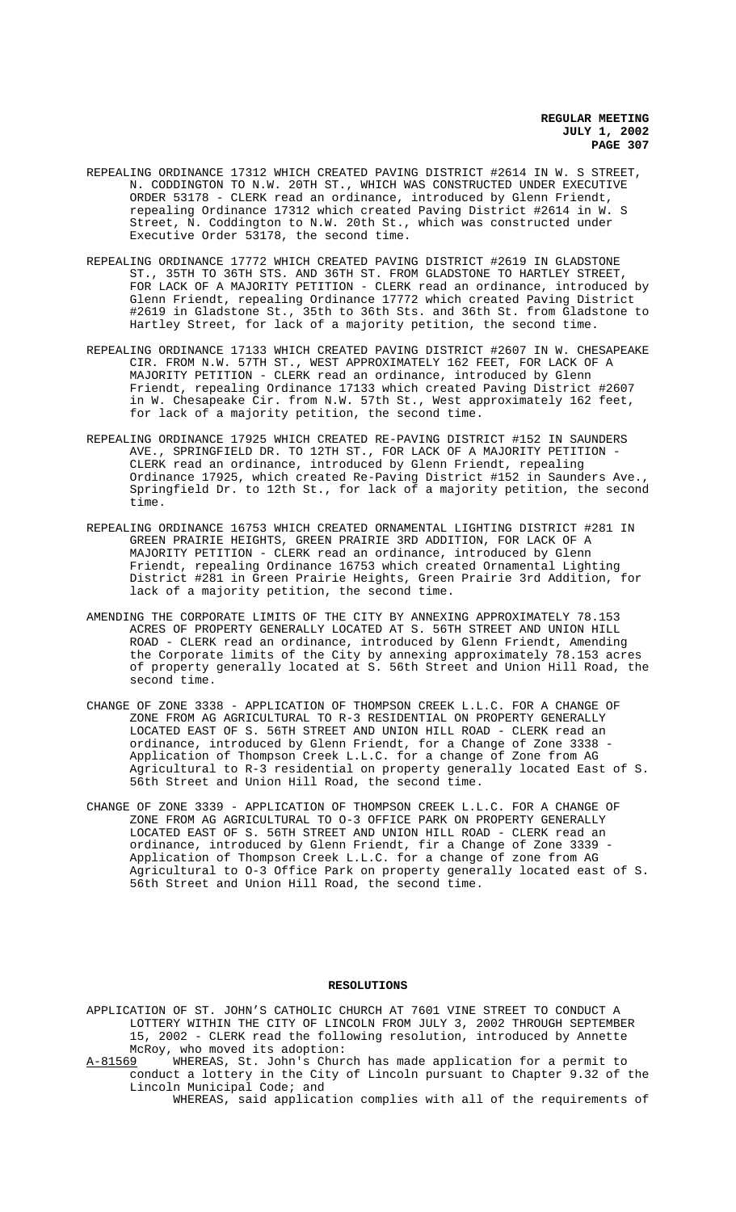REPEALING ORDINANCE 17312 WHICH CREATED PAVING DISTRICT #2614 IN W. S STREET, N. CODDINGTON TO N.W. 20TH ST., WHICH WAS CONSTRUCTED UNDER EXECUTIVE ORDER 53178 - CLERK read an ordinance, introduced by Glenn Friendt, repealing Ordinance 17312 which created Paving District #2614 in W. S Street, N. Coddington to N.W. 20th St., which was constructed under Executive Order 53178, the second time.

REPEALING ORDINANCE 17772 WHICH CREATED PAVING DISTRICT #2619 IN GLADSTONE ST., 35TH TO 36TH STS. AND 36TH ST. FROM GLADSTONE TO HARTLEY STREET, FOR LACK OF A MAJORITY PETITION - CLERK read an ordinance, introduced by Glenn Friendt, repealing Ordinance 17772 which created Paving District #2619 in Gladstone St., 35th to 36th Sts. and 36th St. from Gladstone to Hartley Street, for lack of a majority petition, the second time.

REPEALING ORDINANCE 17133 WHICH CREATED PAVING DISTRICT #2607 IN W. CHESAPEAKE CIR. FROM N.W. 57TH ST., WEST APPROXIMATELY 162 FEET, FOR LACK OF A MAJORITY PETITION - CLERK read an ordinance, introduced by Glenn Friendt, repealing Ordinance 17133 which created Paving District #2607 in W. Chesapeake Cir. from N.W. 57th St., West approximately 162 feet, for lack of a majority petition, the second time.

REPEALING ORDINANCE 17925 WHICH CREATED RE-PAVING DISTRICT #152 IN SAUNDERS AVE., SPRINGFIELD DR. TO 12TH ST., FOR LACK OF A MAJORITY PETITION - CLERK read an ordinance, introduced by Glenn Friendt, repealing Ordinance 17925, which created Re-Paving District #152 in Saunders Ave., Springfield Dr. to 12th St., for lack of a majority petition, the second time.

REPEALING ORDINANCE 16753 WHICH CREATED ORNAMENTAL LIGHTING DISTRICT #281 IN GREEN PRAIRIE HEIGHTS, GREEN PRAIRIE 3RD ADDITION, FOR LACK OF A MAJORITY PETITION - CLERK read an ordinance, introduced by Glenn Friendt, repealing Ordinance 16753 which created Ornamental Lighting District #281 in Green Prairie Heights, Green Prairie 3rd Addition, for lack of a majority petition, the second time.

AMENDING THE CORPORATE LIMITS OF THE CITY BY ANNEXING APPROXIMATELY 78.153 ACRES OF PROPERTY GENERALLY LOCATED AT S. 56TH STREET AND UNION HILL ROAD - CLERK read an ordinance, introduced by Glenn Friendt, Amending the Corporate limits of the City by annexing approximately 78.153 acres of property generally located at S. 56th Street and Union Hill Road, the second time.

CHANGE OF ZONE 3338 - APPLICATION OF THOMPSON CREEK L.L.C. FOR A CHANGE OF ZONE FROM AG AGRICULTURAL TO R-3 RESIDENTIAL ON PROPERTY GENERALLY LOCATED EAST OF S. 56TH STREET AND UNION HILL ROAD - CLERK read an ordinance, introduced by Glenn Friendt, for a Change of Zone 3338 - Application of Thompson Creek L.L.C. for a change of Zone from AG Agricultural to R-3 residential on property generally located East of S. 56th Street and Union Hill Road, the second time.

CHANGE OF ZONE 3339 - APPLICATION OF THOMPSON CREEK L.L.C. FOR A CHANGE OF ZONE FROM AG AGRICULTURAL TO O-3 OFFICE PARK ON PROPERTY GENERALLY LOCATED EAST OF S. 56TH STREET AND UNION HILL ROAD - CLERK read an ordinance, introduced by Glenn Friendt, fir a Change of Zone 3339 - Application of Thompson Creek L.L.C. for a change of zone from AG Agricultural to O-3 Office Park on property generally located east of S. 56th Street and Union Hill Road, the second time.

## RESOLUTIONS

APPLICATION OF ST. JOHN'S CATHOLIC CHURCH AT 7601 VINE STREET TO CONDUCT A LOTTERY WITHIN THE CITY OF LINCOLN FROM JULY 3, 2002 THROUGH SEPTEMBER 15, 2002 - CLERK read the following resolution, introduced by Annette McRoy, who moved its adoption:

A-81569 WHEREAS, St. John's Church has made application for a permit to conduct a lottery in the City of Lincoln pursuant to Chapter 9.32 of the Lincoln Municipal Code; and

WHEREAS, said application complies with all of the requirements of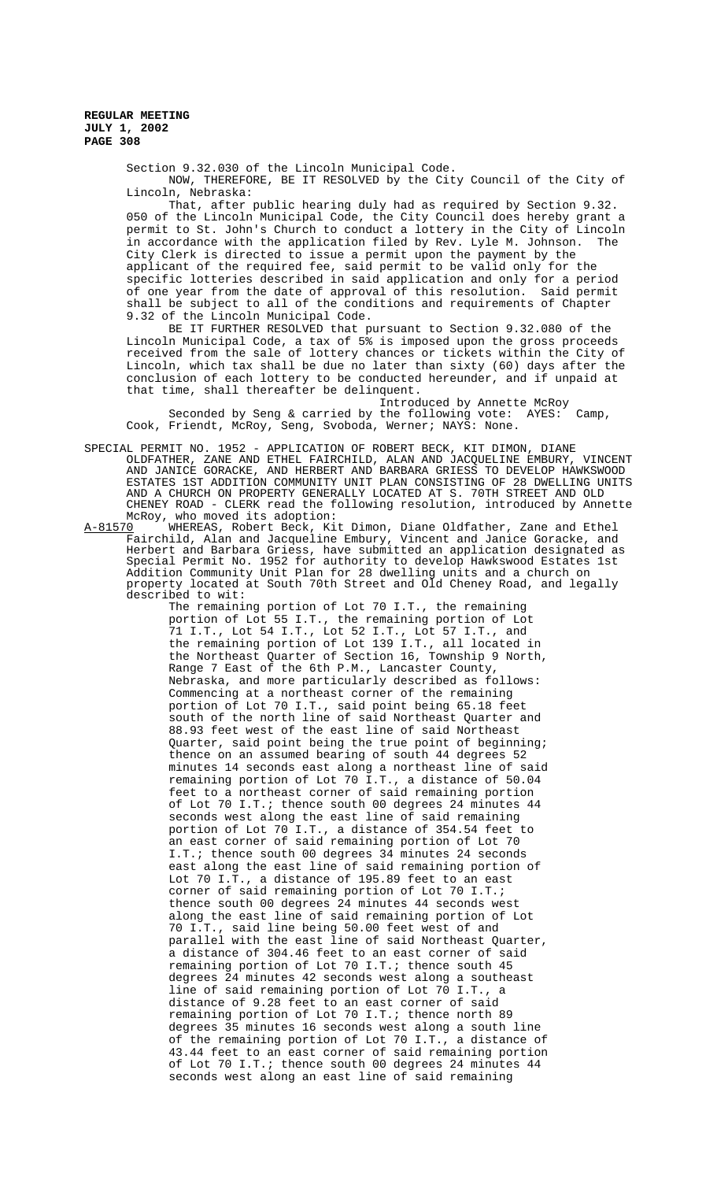Section 9.32.030 of the Lincoln Municipal Code.

NOW, THEREFORE, BE IT RESOLVED by the City Council of the City of Lincoln, Nebraska:

That, after public hearing duly had as required by Section 9.32.050 of the Lincoln Municipal Code, the City Council does hereby grant a permit to St. John's Church to conduct a lottery in the City of Lincoln in accordance with the application filed by Rev. Lyle M. Johnson. The City Clerk is directed to issue a permit upon the payment by the applicant of the required fee, said permit to be valid only for the specific lotteries described in said application and only for a period of one year from the date of approval of this resolution. Said permit shall be subject to all of the conditions and requirements of Chapter 9.32 of the Lincoln Municipal Code.

BE IT FURTHER RESOLVED that pursuant to Section 9.32.080 of the Lincoln Municipal Code, a tax of 5% is imposed upon the gross proceeds received from the sale of lottery chances or tickets within the City of Lincoln, which tax shall be due no later than sixty (60) days after the conclusion of each lottery to be conducted hereunder, and if unpaid at that time, shall thereafter be delinquent.

Introduced by Annette McRoy

Seconded by Seng & carried by the following vote: AYES: Camp, Cook, Friendt, McRoy, Seng, Svoboda, Werner; NAYS: None.

SPECIAL PERMIT NO. 1952 - APPLICATION OF ROBERT BECK, KIT DIMON, DIANE OLDFATHER, ZANE AND ETHEL FAIRCHILD, ALAN AND JACQUELINE EMBURY, VINCENT AND JANICE GORACKE, AND HERBERT AND BARBARA GRIESS TO DEVELOP HAWKSWOOD ESTATES 1ST ADDITION COMMUNITY UNIT PLAN CONSISTING OF 28 DWELLING UNITS AND A CHURCH ON PROPERTY GENERALLY LOCATED AT S. 70TH STREET AND OLD CHENEY ROAD - CLERK read the following resolution, introduced by Annette McRoy, who moved its adoption:

A-81570 WHEREAS, Robert Beck, Kit Dimon, Diane Oldfather, Zane and Ethel Fairchild, Alan and Jacqueline Embury, Vincent and Janice Goracke, and Herbert and Barbara Griess, have submitted an application designated as Special Permit No. 1952 for authority to develop Hawkswood Estates 1st Addition Community Unit Plan for 28 dwelling units and a church on property located at South 70th Street and Old Cheney Road, and legally described to wit:

The remaining portion of Lot 70 I.T., the remaining portion of Lot 55 I.T., the remaining portion of Lot 71 I.T., Lot 54 I.T., Lot 52 I.T., Lot 57 I.T., and the remaining portion of Lot 139 I.T., all located in the Northeast Quarter of Section 16, Township 9 North, Range 7 East of the 6th P.M., Lancaster County, Nebraska, and more particularly described as follows: Commencing at a northeast corner of the remaining portion of Lot 70 I.T., said point being 65.18 feet south of the north line of said Northeast Quarter and 88.93 feet west of the east line of said Northeast Quarter, said point being the true point of beginning; thence on an assumed bearing of south 44 degrees 52 minutes 14 seconds east along a northeast line of said remaining portion of Lot 70 I.T., a distance of 50.04 feet to a northeast corner of said remaining portion of Lot 70 I.T.; thence south 00 degrees 24 minutes 44 seconds west along the east line of said remaining portion of Lot 70 I.T., a distance of 354.54 feet to an east corner of said remaining portion of Lot 70 I.T.; thence south 00 degrees 34 minutes 24 seconds east along the east line of said remaining portion of Lot 70 I.T., a distance of 195.89 feet to an east corner of said remaining portion of Lot 70 I.T.; thence south 00 degrees 24 minutes 44 seconds west along the east line of said remaining portion of Lot 70 I.T., said line being 50.00 feet west of and parallel with the east line of said Northeast Quarter, a distance of 304.46 feet to an east corner of said remaining portion of Lot 70 I.T.; thence south 45 degrees 24 minutes 42 seconds west along a southeast line of said remaining portion of Lot 70 I.T., a distance of 9.28 feet to an east corner of said remaining portion of Lot 70 I.T.; thence north 89 degrees 35 minutes 16 seconds west along a south line of the remaining portion of Lot 70 I.T., a distance of 43.44 feet to an east corner of said remaining portion of Lot 70 I.T.; thence south 00 degrees 24 minutes 44 seconds west along an east line of said remaining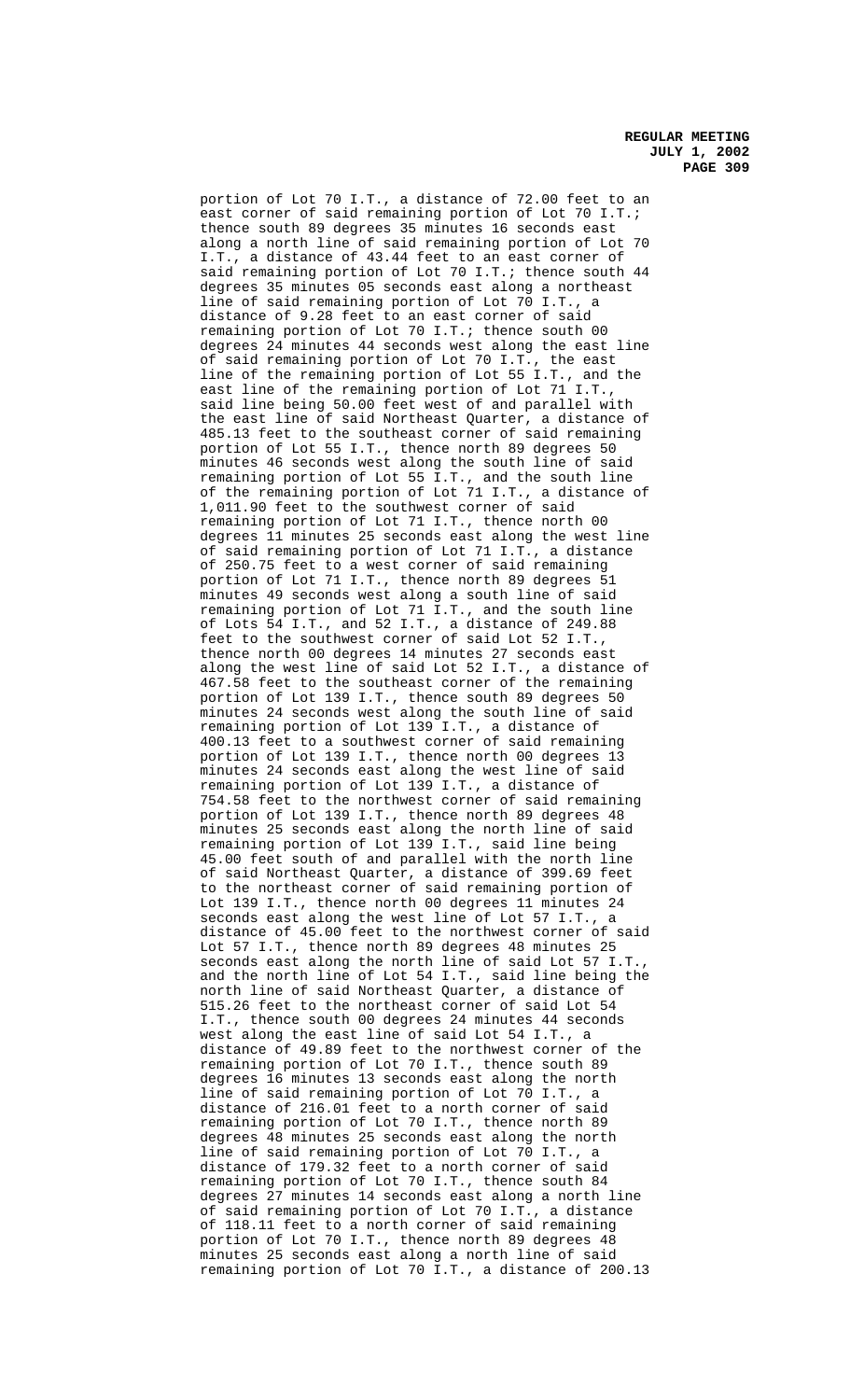portion of Lot 70 I.T., a distance of 72.00 feet to an east corner of said remaining portion of Lot 70 I.T.; thence south 89 degrees 35 minutes 16 seconds east along a north line of said remaining portion of Lot 70 I.T., a distance of 43.44 feet to an east corner of said remaining portion of Lot 70 I.T.; thence south 44 degrees 35 minutes 05 seconds east along a northeast line of said remaining portion of Lot 70 I.T., a distance of 9.28 feet to an east corner of said remaining portion of Lot 70 I.T.; thence south 00 degrees 24 minutes 44 seconds west along the east line of said remaining portion of Lot 70 I.T., the east line of the remaining portion of Lot 55 I.T., and the east line of the remaining portion of Lot 71 I.T., said line being 50.00 feet west of and parallel with the east line of said Northeast Quarter, a distance of 485.13 feet to the southeast corner of said remaining portion of Lot 55 I.T., thence north 89 degrees 50 minutes 46 seconds west along the south line of said remaining portion of Lot 55 I.T., and the south line of the remaining portion of Lot 71 I.T., a distance of 1,011.90 feet to the southwest corner of said remaining portion of Lot 71 I.T., thence north 00 degrees 11 minutes 25 seconds east along the west line of said remaining portion of Lot 71 I.T., a distance of 250.75 feet to a west corner of said remaining portion of Lot 71 I.T., thence north 89 degrees 51 minutes 49 seconds west along a south line of said remaining portion of Lot 71 I.T., and the south line of Lots 54 I.T., and 52 I.T., a distance of 249.88 feet to the southwest corner of said Lot 52 I.T., thence north 00 degrees 14 minutes 27 seconds east along the west line of said Lot 52 I.T., a distance of 467.58 feet to the southeast corner of the remaining portion of Lot 139 I.T., thence south 89 degrees 50 minutes 24 seconds west along the south line of said remaining portion of Lot 139 I.T., a distance of 400.13 feet to a southwest corner of said remaining portion of Lot 139 I.T., thence north 00 degrees 13 minutes 24 seconds east along the west line of said remaining portion of Lot 139 I.T., a distance of 754.58 feet to the northwest corner of said remaining portion of Lot 139 I.T., thence north 89 degrees 48 minutes 25 seconds east along the north line of said remaining portion of Lot 139 I.T., said line being 45.00 feet south of and parallel with the north line of said Northeast Quarter, a distance of 399.69 feet to the northeast corner of said remaining portion of Lot 139 I.T., thence north 00 degrees 11 minutes 24 seconds east along the west line of Lot 57 I.T., a distance of 45.00 feet to the northwest corner of said Lot 57 I.T., thence north 89 degrees 48 minutes 25 seconds east along the north line of said Lot 57 I.T., and the north line of Lot 54 I.T., said line being the north line of said Northeast Quarter, a distance of 515.26 feet to the northeast corner of said Lot 54 I.T., thence south 00 degrees 24 minutes 44 seconds west along the east line of said Lot 54 I.T., a distance of 49.89 feet to the northwest corner of the remaining portion of Lot 70 I.T., thence south 89 degrees 16 minutes 13 seconds east along the north line of said remaining portion of Lot 70 I.T., a distance of 216.01 feet to a north corner of said remaining portion of Lot 70 I.T., thence north 89 degrees 48 minutes 25 seconds east along the north line of said remaining portion of Lot 70 I.T., a distance of 179.32 feet to a north corner of said remaining portion of Lot 70 I.T., thence south 84 degrees 27 minutes 14 seconds east along a north line of said remaining portion of Lot 70 I.T., a distance of 118.11 feet to a north corner of said remaining portion of Lot 70 I.T., thence north 89 degrees 48 minutes 25 seconds east along a north line of said remaining portion of Lot 70 I.T., a distance of 200.13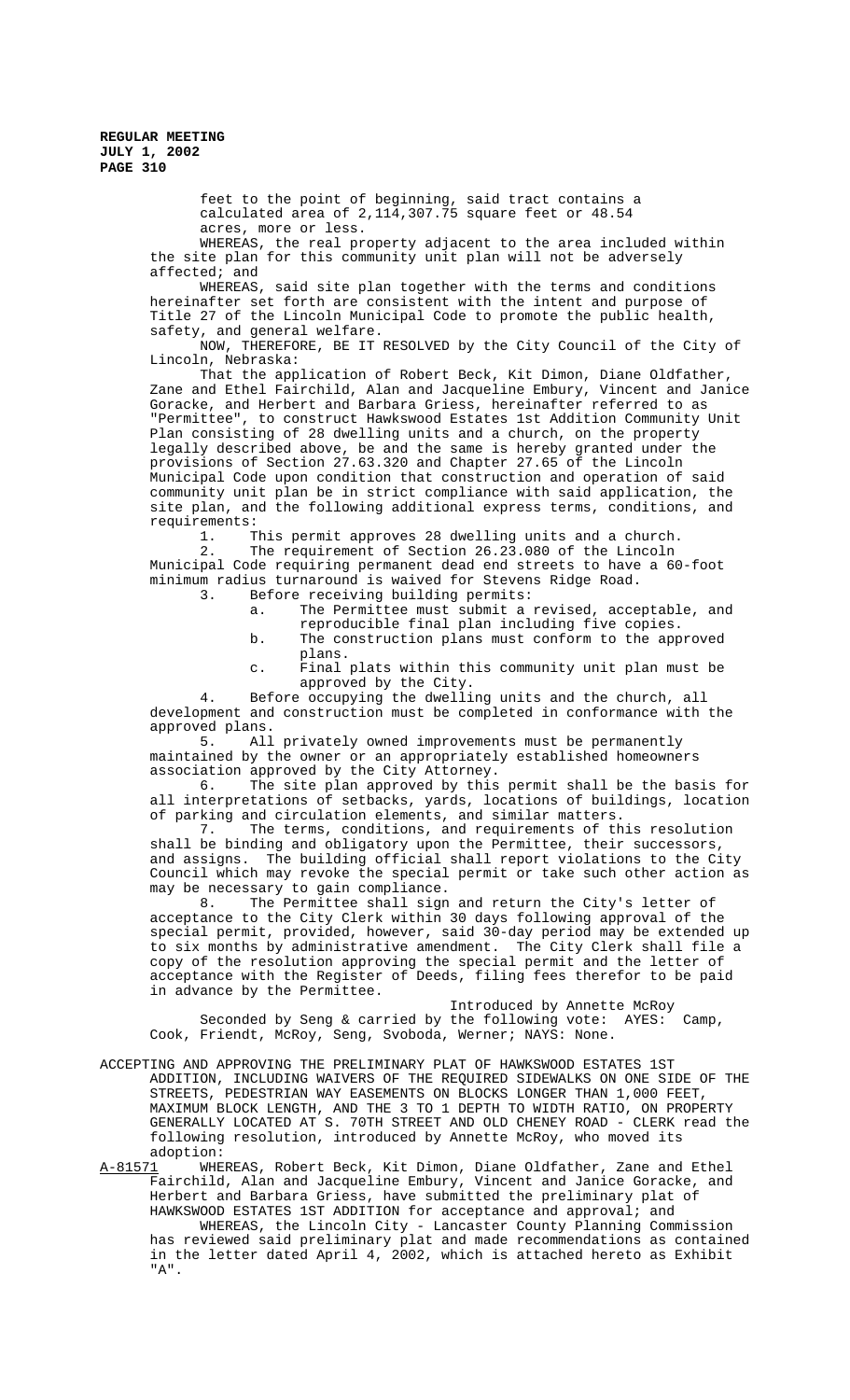feet to the point of beginning, said tract contains a calculated area of 2,114,307.75 square feet or 48.54 acres, more or less.

WHEREAS, the real property adjacent to the area included within the site plan for this community unit plan will not be adversely affected; and

WHEREAS, said site plan together with the terms and conditions hereinafter set forth are consistent with the intent and purpose of Title 27 of the Lincoln Municipal Code to promote the public health, safety, and general welfare.

NOW, THEREFORE, BE IT RESOLVED by the City Council of the City of Lincoln, Nebraska:

That the application of Robert Beck, Kit Dimon, Diane Oldfather, Zane and Ethel Fairchild, Alan and Jacqueline Embury, Vincent and Janice Goracke, and Herbert and Barbara Griess, hereinafter referred to as "Permittee", to construct Hawkswood Estates 1st Addition Community Unit Plan consisting of 28 dwelling units and a church, on the property legally described above, be and the same is hereby granted under the provisions of Section 27.63.320 and Chapter 27.65 of the Lincoln Municipal Code upon condition that construction and operation of said community unit plan be in strict compliance with said application, the site plan, and the following additional express terms, conditions, and requirements:

1. This permit approves 28 dwelling units and a church.
2. The requirement of Section 26.23.080 of the Lincoln Municipal Code requiring permanent dead end streets to have a 60-foot minimum radius turnaround is waived for Stevens Ridge Road.
3. Before receiving building permits:
   a. The Permittee must submit a revised, acceptable, and reproducible final plan including five copies.
   b. The construction plans must conform to the approved plans.
   c. Final plats within this community unit plan must be approved by the City.
4. Before occupying the dwelling units and the church, all development and construction must be completed in conformance with the approved plans.
5. All privately owned improvements must be permanently maintained by the owner or an appropriately established homeowners association approved by the City Attorney.
6. The site plan approved by this permit shall be the basis for all interpretations of setbacks, yards, locations of buildings, location of parking and circulation elements, and similar matters.
7. The terms, conditions, and requirements of this resolution shall be binding and obligatory upon the Permittee, their successors, and assigns. The building official shall report violations to the City Council which may revoke the special permit or take such other action as may be necessary to gain compliance.
8. The Permittee shall sign and return the City's letter of acceptance to the City Clerk within 30 days following approval of the special permit, provided, however, said 30-day period may be extended up to six months by administrative amendment. The City Clerk shall file a copy of the resolution approving the special permit and the letter of acceptance with the Register of Deeds, filing fees therefor to be paid in advance by the Permittee.

Introduced by Annette McRoy

Seconded by Seng & carried by the following vote: AYES: Camp, Cook, Friendt, McRoy, Seng, Svoboda, Werner; NAYS: None.

ACCEPTING AND APPROVING THE PRELIMINARY PLAT OF HAWKSWOOD ESTATES 1ST ADDITION, INCLUDING WAIVERS OF THE REQUIRED SIDEWALKS ON ONE SIDE OF THE STREETS, PEDESTRIAN WAY EASEMENTS ON BLOCKS LONGER THAN 1,000 FEET, MAXIMUM BLOCK LENGTH, AND THE 3 TO 1 DEPTH TO WIDTH RATIO, ON PROPERTY GENERALLY LOCATED AT S. 70TH STREET AND OLD CHENEY ROAD - CLERK read the following resolution, introduced by Annette McRoy, who moved its adoption:

A-81571 WHEREAS, Robert Beck, Kit Dimon, Diane Oldfather, Zane and Ethel Fairchild, Alan and Jacqueline Embury, Vincent and Janice Goracke, and Herbert and Barbara Griess, have submitted the preliminary plat of HAWKSWOOD ESTATES 1ST ADDITION for acceptance and approval; and

WHEREAS, the Lincoln City - Lancaster County Planning Commission has reviewed said preliminary plat and made recommendations as contained in the letter dated April 4, 2002, which is attached hereto as Exhibit "A".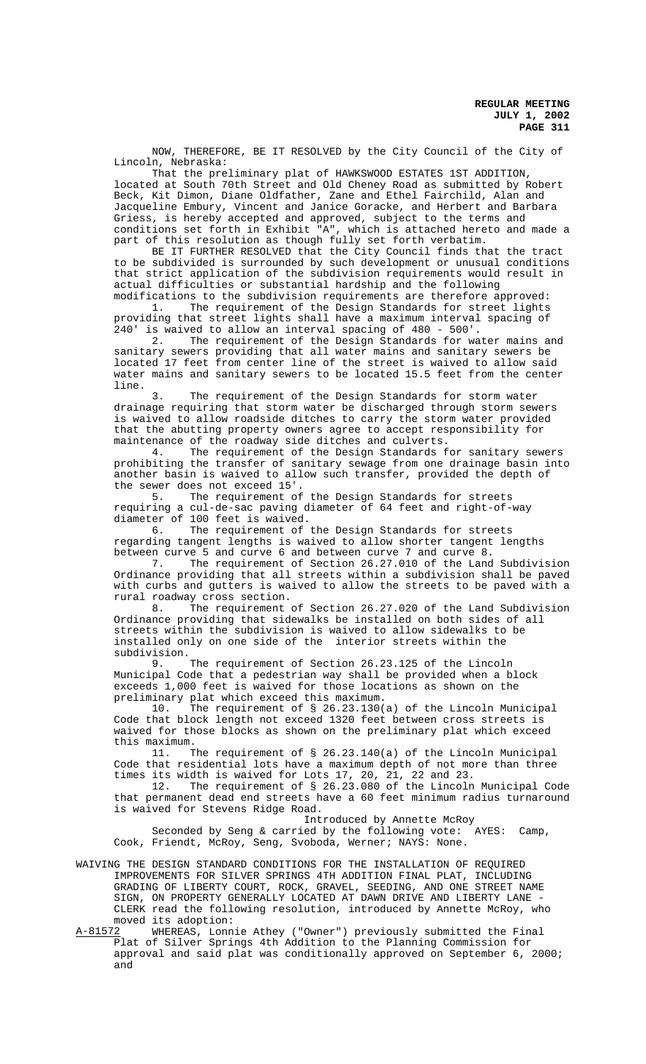NOW, THEREFORE, BE IT RESOLVED by the City Council of the City of Lincoln, Nebraska:

That the preliminary plat of HAWKSWOOD ESTATES 1ST ADDITION, located at South 70th Street and Old Cheney Road as submitted by Robert Beck, Kit Dimon, Diane Oldfather, Zane and Ethel Fairchild, Alan and Jacqueline Embury, Vincent and Janice Goracke, and Herbert and Barbara Griess, is hereby accepted and approved, subject to the terms and conditions set forth in Exhibit "A", which is attached hereto and made a part of this resolution as though fully set forth verbatim.

BE IT FURTHER RESOLVED that the City Council finds that the tract to be subdivided is surrounded by such development or unusual conditions that strict application of the subdivision requirements would result in actual difficulties or substantial hardship and the following modifications to the subdivision requirements are therefore approved:

1. The requirement of the Design Standards for street lights providing that street lights shall have a maximum interval spacing of 240' is waived to allow an interval spacing of 480 - 500'.
2. The requirement of the Design Standards for water mains and sanitary sewers providing that all water mains and sanitary sewers be located 17 feet from center line of the street is waived to allow said water mains and sanitary sewers to be located 15.5 feet from the center line.
3. The requirement of the Design Standards for storm water drainage requiring that storm water be discharged through storm sewers is waived to allow roadside ditches to carry the storm water provided that the abutting property owners agree to accept responsibility for maintenance of the roadway side ditches and culverts.
4. The requirement of the Design Standards for sanitary sewers prohibiting the transfer of sanitary sewage from one drainage basin into another basin is waived to allow such transfer, provided the depth of the sewer does not exceed 15'.
5. The requirement of the Design Standards for streets requiring a cul-de-sac paving diameter of 64 feet and right-of-way diameter of 100 feet is waived.
6. The requirement of the Design Standards for streets regarding tangent lengths is waived to allow shorter tangent lengths between curve 5 and curve 6 and between curve 7 and curve 8.
7. The requirement of Section 26.27.010 of the Land Subdivision Ordinance providing that all streets within a subdivision shall be paved with curbs and gutters is waived to allow the streets to be paved with a rural roadway cross section.
8. The requirement of Section 26.27.020 of the Land Subdivision Ordinance providing that sidewalks be installed on both sides of all streets within the subdivision is waived to allow sidewalks to be installed only on one side of the interior streets within the subdivision.
9. The requirement of Section 26.23.125 of the Lincoln Municipal Code that a pedestrian way shall be provided when a block exceeds 1,000 feet is waived for those locations as shown on the preliminary plat which exceed this maximum.
10. The requirement of § 26.23.130(a) of the Lincoln Municipal Code that block length not exceed 1320 feet between cross streets is waived for those blocks as shown on the preliminary plat which exceed this maximum.
11. The requirement of § 26.23.140(a) of the Lincoln Municipal Code that residential lots have a maximum depth of not more than three times its width is waived for Lots 17, 20, 21, 22 and 23.
12. The requirement of § 26.23.080 of the Lincoln Municipal Code that permanent dead end streets have a 60 feet minimum radius turnaround is waived for Stevens Ridge Road.

Introduced by Annette McRoy

Seconded by Seng & carried by the following vote: AYES: Camp, Cook, Friendt, McRoy, Seng, Svoboda, Werner; NAYS: None.

WAIVING THE DESIGN STANDARD CONDITIONS FOR THE INSTALLATION OF REQUIRED IMPROVEMENTS FOR SILVER SPRINGS 4TH ADDITION FINAL PLAT, INCLUDING GRADING OF LIBERTY COURT, ROCK, GRAVEL, SEEDING, AND ONE STREET NAME SIGN, ON PROPERTY GENERALLY LOCATED AT DAWN DRIVE AND LIBERTY LANE - CLERK read the following resolution, introduced by Annette McRoy, who moved its adoption:

A-81572 WHEREAS, Lonnie Athey ("Owner") previously submitted the Final Plat of Silver Springs 4th Addition to the Planning Commission for approval and said plat was conditionally approved on September 6, 2000; and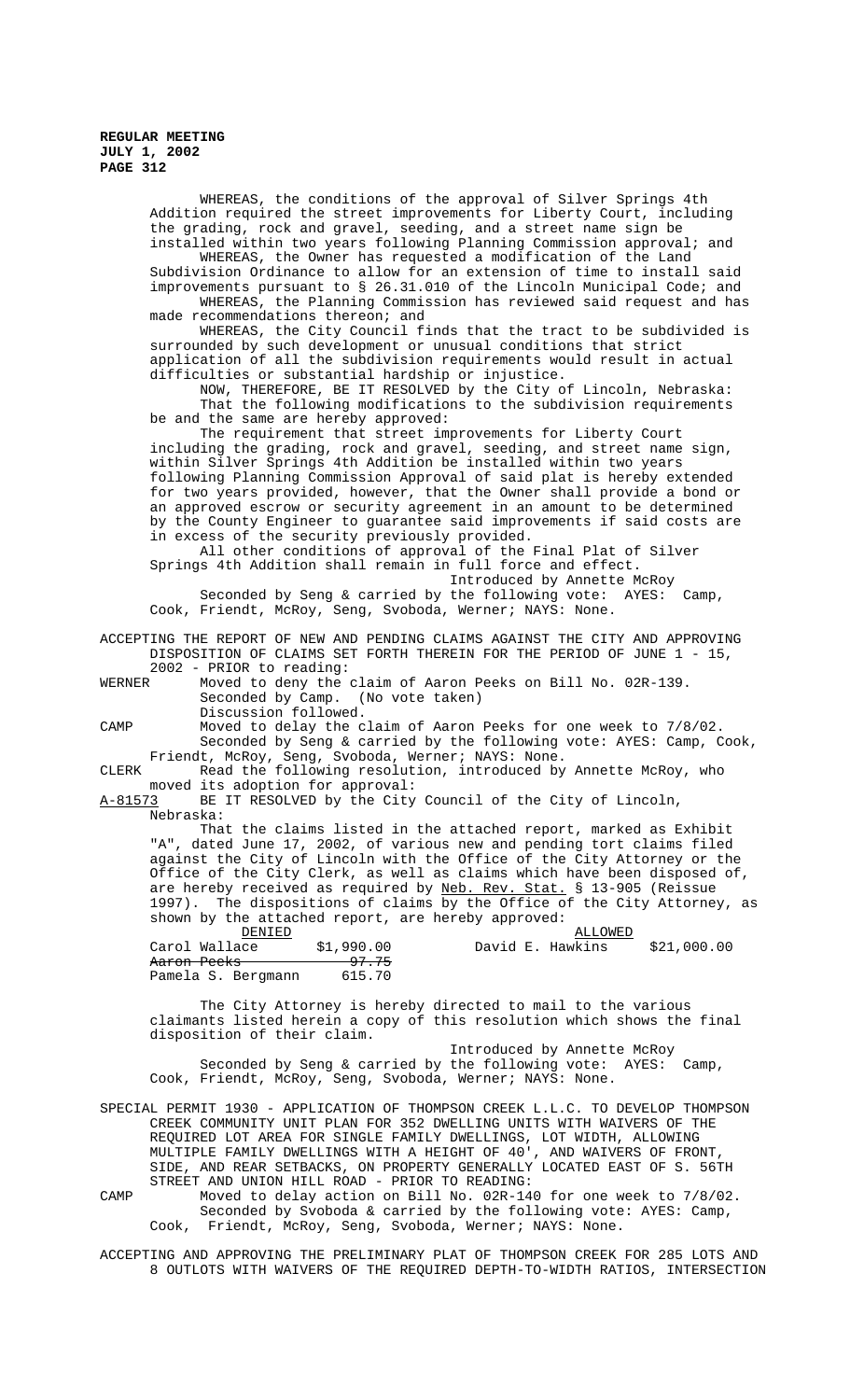WHEREAS, the conditions of the approval of Silver Springs 4th Addition required the street improvements for Liberty Court, including the grading, rock and gravel, seeding, and a street name sign be installed within two years following Planning Commission approval; and

WHEREAS, the Owner has requested a modification of the Land Subdivision Ordinance to allow for an extension of time to install said improvements pursuant to § 26.31.010 of the Lincoln Municipal Code; and

WHEREAS, the Planning Commission has reviewed said request and has made recommendations thereon; and

WHEREAS, the City Council finds that the tract to be subdivided is surrounded by such development or unusual conditions that strict application of all the subdivision requirements would result in actual difficulties or substantial hardship or injustice.

NOW, THEREFORE, BE IT RESOLVED by the City of Lincoln, Nebraska:

That the following modifications to the subdivision requirements be and the same are hereby approved:

The requirement that street improvements for Liberty Court including the grading, rock and gravel, seeding, and street name sign, within Silver Springs 4th Addition be installed within two years following Planning Commission Approval of said plat is hereby extended for two years provided, however, that the Owner shall provide a bond or an approved escrow or security agreement in an amount to be determined by the County Engineer to guarantee said improvements if said costs are in excess of the security previously provided.

All other conditions of approval of the Final Plat of Silver Springs 4th Addition shall remain in full force and effect.

Introduced by Annette McRoy

Seconded by Seng & carried by the following vote: AYES: Camp, Cook, Friendt, McRoy, Seng, Svoboda, Werner; NAYS: None.

ACCEPTING THE REPORT OF NEW AND PENDING CLAIMS AGAINST THE CITY AND APPROVING DISPOSITION OF CLAIMS SET FORTH THEREIN FOR THE PERIOD OF JUNE 1 - 15, 2002 - PRIOR to reading:

WERNER Moved to deny the claim of Aaron Peeks on Bill No. 02R-139.
Seconded by Camp. (No vote taken)
Discussion followed.

CAMP Moved to delay the claim of Aaron Peeks for one week to 7/8/02.
Seconded by Seng & carried by the following vote: AYES: Camp, Cook, Friendt, McRoy, Seng, Svoboda, Werner; NAYS: None.

CLERK Read the following resolution, introduced by Annette McRoy, who moved its adoption for approval:

A-81573 BE IT RESOLVED by the City Council of the City of Lincoln, Nebraska:

That the claims listed in the attached report, marked as Exhibit "A", dated June 17, 2002, of various new and pending tort claims filed against the City of Lincoln with the Office of the City Attorney or the Office of the City Clerk, as well as claims which have been disposed of, are hereby received as required by Neb. Rev. Stat. § 13-905 (Reissue 1997). The dispositions of claims by the Office of the City Attorney, as shown by the attached report, are hereby approved:

| DENIED | | ALLOWED | |
|---|---|---|---|
| Carol Wallace | $1,990.00 | David E. Hawkins | $21,000.00 |
| ~~Aaron Peeks~~ | ~~97.75~~ | | |
| Pamela S. Bergmann | 615.70 | | |

The City Attorney is hereby directed to mail to the various claimants listed herein a copy of this resolution which shows the final disposition of their claim.

Introduced by Annette McRoy

Seconded by Seng & carried by the following vote: AYES: Camp, Cook, Friendt, McRoy, Seng, Svoboda, Werner; NAYS: None.

SPECIAL PERMIT 1930 - APPLICATION OF THOMPSON CREEK L.L.C. TO DEVELOP THOMPSON CREEK COMMUNITY UNIT PLAN FOR 352 DWELLING UNITS WITH WAIVERS OF THE REQUIRED LOT AREA FOR SINGLE FAMILY DWELLINGS, LOT WIDTH, ALLOWING MULTIPLE FAMILY DWELLINGS WITH A HEIGHT OF 40', AND WAIVERS OF FRONT, SIDE, AND REAR SETBACKS, ON PROPERTY GENERALLY LOCATED EAST OF S. 56TH STREET AND UNION HILL ROAD - PRIOR TO READING:

CAMP Moved to delay action on Bill No. 02R-140 for one week to 7/8/02.
Seconded by Svoboda & carried by the following vote: AYES: Camp, Cook, Friendt, McRoy, Seng, Svoboda, Werner; NAYS: None.

ACCEPTING AND APPROVING THE PRELIMINARY PLAT OF THOMPSON CREEK FOR 285 LOTS AND 8 OUTLOTS WITH WAIVERS OF THE REQUIRED DEPTH-TO-WIDTH RATIOS, INTERSECTION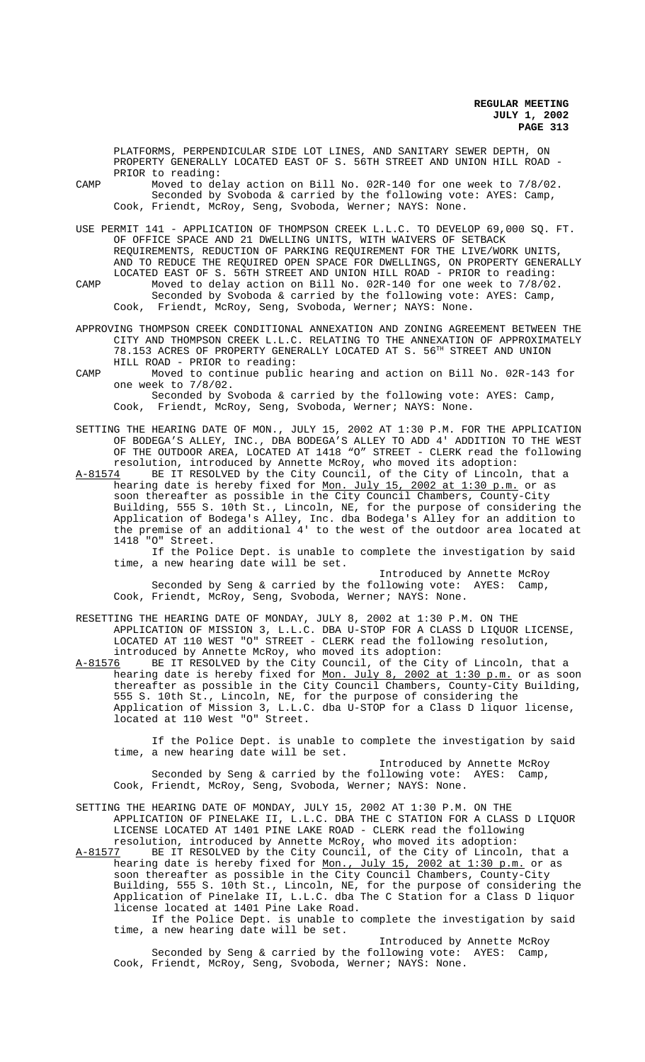PLATFORMS, PERPENDICULAR SIDE LOT LINES, AND SANITARY SEWER DEPTH, ON PROPERTY GENERALLY LOCATED EAST OF S. 56TH STREET AND UNION HILL ROAD - PRIOR to reading:

CAMP Moved to delay action on Bill No. 02R-140 for one week to 7/8/02. Seconded by Svoboda & carried by the following vote: AYES: Camp, Cook, Friendt, McRoy, Seng, Svoboda, Werner; NAYS: None.

USE PERMIT 141 - APPLICATION OF THOMPSON CREEK L.L.C. TO DEVELOP 69,000 SQ. FT. OF OFFICE SPACE AND 21 DWELLING UNITS, WITH WAIVERS OF SETBACK REQUIREMENTS, REDUCTION OF PARKING REQUIREMENT FOR THE LIVE/WORK UNITS, AND TO REDUCE THE REQUIRED OPEN SPACE FOR DWELLINGS, ON PROPERTY GENERALLY LOCATED EAST OF S. 56TH STREET AND UNION HILL ROAD - PRIOR to reading:

CAMP Moved to delay action on Bill No. 02R-140 for one week to 7/8/02. Seconded by Svoboda & carried by the following vote: AYES: Camp, Cook, Friendt, McRoy, Seng, Svoboda, Werner; NAYS: None.

APPROVING THOMPSON CREEK CONDITIONAL ANNEXATION AND ZONING AGREEMENT BETWEEN THE CITY AND THOMPSON CREEK L.L.C. RELATING TO THE ANNEXATION OF APPROXIMATELY 78.153 ACRES OF PROPERTY GENERALLY LOCATED AT S. 56TH STREET AND UNION HILL ROAD - PRIOR to reading:

CAMP Moved to continue public hearing and action on Bill No. 02R-143 for one week to 7/8/02. Seconded by Svoboda & carried by the following vote: AYES: Camp, Cook, Friendt, McRoy, Seng, Svoboda, Werner; NAYS: None.

SETTING THE HEARING DATE OF MON., JULY 15, 2002 AT 1:30 P.M. FOR THE APPLICATION OF BODEGA'S ALLEY, INC., DBA BODEGA'S ALLEY TO ADD 4' ADDITION TO THE WEST OF THE OUTDOOR AREA, LOCATED AT 1418 "O" STREET - CLERK read the following resolution, introduced by Annette McRoy, who moved its adoption:

A-81574 BE IT RESOLVED by the City Council, of the City of Lincoln, that a hearing date is hereby fixed for Mon. July 15, 2002 at 1:30 p.m. or as soon thereafter as possible in the City Council Chambers, County-City Building, 555 S. 10th St., Lincoln, NE, for the purpose of considering the Application of Bodega's Alley, Inc. dba Bodega's Alley for an addition to the premise of an additional 4' to the west of the outdoor area located at 1418 "O" Street.

If the Police Dept. is unable to complete the investigation by said time, a new hearing date will be set.

Introduced by Annette McRoy

Seconded by Seng & carried by the following vote: AYES: Camp, Cook, Friendt, McRoy, Seng, Svoboda, Werner; NAYS: None.

RESETTING THE HEARING DATE OF MONDAY, JULY 8, 2002 at 1:30 P.M. ON THE APPLICATION OF MISSION 3, L.L.C. DBA U-STOP FOR A CLASS D LIQUOR LICENSE, LOCATED AT 110 WEST "O" STREET - CLERK read the following resolution, introduced by Annette McRoy, who moved its adoption:

A-81576 BE IT RESOLVED by the City Council, of the City of Lincoln, that a hearing date is hereby fixed for Mon. July 8, 2002 at 1:30 p.m. or as soon thereafter as possible in the City Council Chambers, County-City Building, 555 S. 10th St., Lincoln, NE, for the purpose of considering the Application of Mission 3, L.L.C. dba U-STOP for a Class D liquor license, located at 110 West "O" Street.

If the Police Dept. is unable to complete the investigation by said time, a new hearing date will be set.

Introduced by Annette McRoy

Seconded by Seng & carried by the following vote: AYES: Camp, Cook, Friendt, McRoy, Seng, Svoboda, Werner; NAYS: None.

SETTING THE HEARING DATE OF MONDAY, JULY 15, 2002 AT 1:30 P.M. ON THE APPLICATION OF PINELAKE II, L.L.C. DBA THE C STATION FOR A CLASS D LIQUOR LICENSE LOCATED AT 1401 PINE LAKE ROAD - CLERK read the following resolution, introduced by Annette McRoy, who moved its adoption:

A-81577 BE IT RESOLVED by the City Council, of the City of Lincoln, that a hearing date is hereby fixed for Mon., July 15, 2002 at 1:30 p.m. or as soon thereafter as possible in the City Council Chambers, County-City Building, 555 S. 10th St., Lincoln, NE, for the purpose of considering the Application of Pinelake II, L.L.C. dba The C Station for a Class D liquor license located at 1401 Pine Lake Road.

If the Police Dept. is unable to complete the investigation by said time, a new hearing date will be set.

Introduced by Annette McRoy

Seconded by Seng & carried by the following vote: AYES: Camp, Cook, Friendt, McRoy, Seng, Svoboda, Werner; NAYS: None.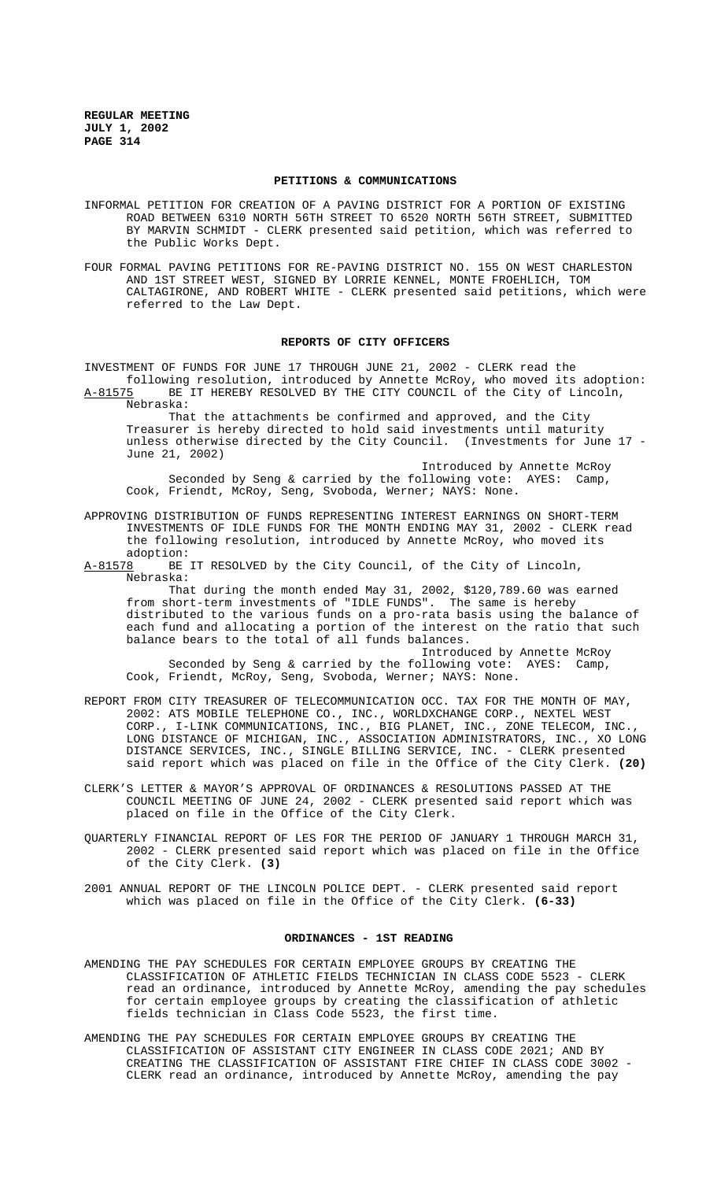## PETITIONS & COMMUNICATIONS

INFORMAL PETITION FOR CREATION OF A PAVING DISTRICT FOR A PORTION OF EXISTING ROAD BETWEEN 6310 NORTH 56TH STREET TO 6520 NORTH 56TH STREET, SUBMITTED BY MARVIN SCHMIDT - CLERK presented said petition, which was referred to the Public Works Dept.

FOUR FORMAL PAVING PETITIONS FOR RE-PAVING DISTRICT NO. 155 ON WEST CHARLESTON AND 1ST STREET WEST, SIGNED BY LORRIE KENNEL, MONTE FROEHLICH, TOM CALTAGIRONE, AND ROBERT WHITE - CLERK presented said petitions, which were referred to the Law Dept.

## REPORTS OF CITY OFFICERS

INVESTMENT OF FUNDS FOR JUNE 17 THROUGH JUNE 21, 2002 - CLERK read the following resolution, introduced by Annette McRoy, who moved its adoption:

A-81575 BE IT HEREBY RESOLVED BY THE CITY COUNCIL of the City of Lincoln, Nebraska:

That the attachments be confirmed and approved, and the City Treasurer is hereby directed to hold said investments until maturity unless otherwise directed by the City Council. (Investments for June 17 - June 21, 2002)

Introduced by Annette McRoy

Seconded by Seng & carried by the following vote: AYES: Camp, Cook, Friendt, McRoy, Seng, Svoboda, Werner; NAYS: None.

APPROVING DISTRIBUTION OF FUNDS REPRESENTING INTEREST EARNINGS ON SHORT-TERM INVESTMENTS OF IDLE FUNDS FOR THE MONTH ENDING MAY 31, 2002 - CLERK read the following resolution, introduced by Annette McRoy, who moved its adoption:

A-81578 BE IT RESOLVED by the City Council, of the City of Lincoln, Nebraska:

That during the month ended May 31, 2002, $120,789.60 was earned from short-term investments of "IDLE FUNDS". The same is hereby distributed to the various funds on a pro-rata basis using the balance of each fund and allocating a portion of the interest on the ratio that such balance bears to the total of all funds balances.

Introduced by Annette McRoy

Seconded by Seng & carried by the following vote: AYES: Camp, Cook, Friendt, McRoy, Seng, Svoboda, Werner; NAYS: None.

REPORT FROM CITY TREASURER OF TELECOMMUNICATION OCC. TAX FOR THE MONTH OF MAY, 2002: ATS MOBILE TELEPHONE CO., INC., WORLDXCHANGE CORP., NEXTEL WEST CORP., I-LINK COMMUNICATIONS, INC., BIG PLANET, INC., ZONE TELECOM, INC., LONG DISTANCE OF MICHIGAN, INC., ASSOCIATION ADMINISTRATORS, INC., XO LONG DISTANCE SERVICES, INC., SINGLE BILLING SERVICE, INC. - CLERK presented said report which was placed on file in the Office of the City Clerk. **(20)**

CLERK'S LETTER & MAYOR'S APPROVAL OF ORDINANCES & RESOLUTIONS PASSED AT THE COUNCIL MEETING OF JUNE 24, 2002 - CLERK presented said report which was placed on file in the Office of the City Clerk.

QUARTERLY FINANCIAL REPORT OF LES FOR THE PERIOD OF JANUARY 1 THROUGH MARCH 31, 2002 - CLERK presented said report which was placed on file in the Office of the City Clerk. **(3)**

2001 ANNUAL REPORT OF THE LINCOLN POLICE DEPT. - CLERK presented said report which was placed on file in the Office of the City Clerk. **(6-33)**

## ORDINANCES - 1ST READING

AMENDING THE PAY SCHEDULES FOR CERTAIN EMPLOYEE GROUPS BY CREATING THE CLASSIFICATION OF ATHLETIC FIELDS TECHNICIAN IN CLASS CODE 5523 - CLERK read an ordinance, introduced by Annette McRoy, amending the pay schedules for certain employee groups by creating the classification of athletic fields technician in Class Code 5523, the first time.

AMENDING THE PAY SCHEDULES FOR CERTAIN EMPLOYEE GROUPS BY CREATING THE CLASSIFICATION OF ASSISTANT CITY ENGINEER IN CLASS CODE 2021; AND BY CREATING THE CLASSIFICATION OF ASSISTANT FIRE CHIEF IN CLASS CODE 3002 - CLERK read an ordinance, introduced by Annette McRoy, amending the pay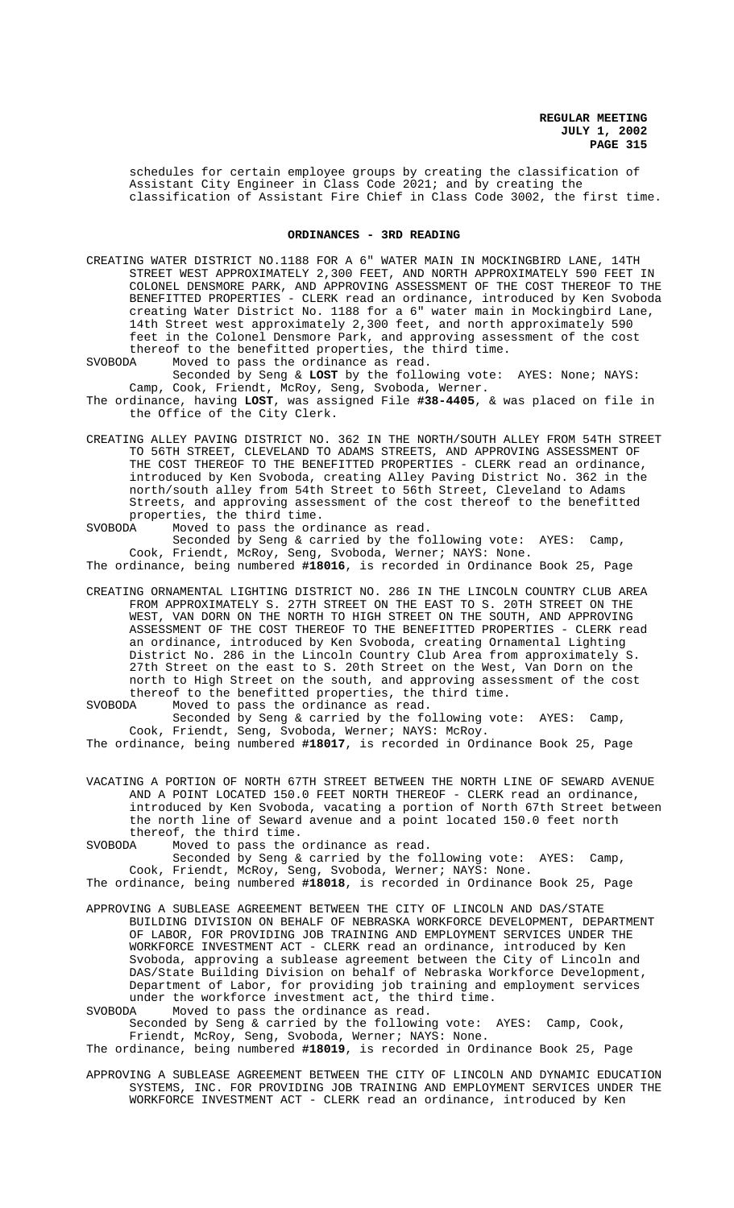schedules for certain employee groups by creating the classification of Assistant City Engineer in Class Code 2021; and by creating the classification of Assistant Fire Chief in Class Code 3002, the first time.

## ORDINANCES - 3RD READING

CREATING WATER DISTRICT NO.1188 FOR A 6" WATER MAIN IN MOCKINGBIRD LANE, 14TH STREET WEST APPROXIMATELY 2,300 FEET, AND NORTH APPROXIMATELY 590 FEET IN COLONEL DENSMORE PARK, AND APPROVING ASSESSMENT OF THE COST THEREOF TO THE BENEFITTED PROPERTIES - CLERK read an ordinance, introduced by Ken Svoboda creating Water District No. 1188 for a 6" water main in Mockingbird Lane, 14th Street west approximately 2,300 feet, and north approximately 590 feet in the Colonel Densmore Park, and approving assessment of the cost thereof to the benefitted properties, the third time.

SVOBODA Moved to pass the ordinance as read.

Seconded by Seng & **LOST** by the following vote: AYES: None; NAYS: Camp, Cook, Friendt, McRoy, Seng, Svoboda, Werner.

The ordinance, having **LOST**, was assigned File **#38-4405**, & was placed on file in the Office of the City Clerk.

CREATING ALLEY PAVING DISTRICT NO. 362 IN THE NORTH/SOUTH ALLEY FROM 54TH STREET TO 56TH STREET, CLEVELAND TO ADAMS STREETS, AND APPROVING ASSESSMENT OF THE COST THEREOF TO THE BENEFITTED PROPERTIES - CLERK read an ordinance, introduced by Ken Svoboda, creating Alley Paving District No. 362 in the north/south alley from 54th Street to 56th Street, Cleveland to Adams Streets, and approving assessment of the cost thereof to the benefitted properties, the third time.

SVOBODA Moved to pass the ordinance as read.

Seconded by Seng & carried by the following vote: AYES: Camp, Cook, Friendt, McRoy, Seng, Svoboda, Werner; NAYS: None.

The ordinance, being numbered **#18016**, is recorded in Ordinance Book 25, Page

CREATING ORNAMENTAL LIGHTING DISTRICT NO. 286 IN THE LINCOLN COUNTRY CLUB AREA FROM APPROXIMATELY S. 27TH STREET ON THE EAST TO S. 20TH STREET ON THE WEST, VAN DORN ON THE NORTH TO HIGH STREET ON THE SOUTH, AND APPROVING ASSESSMENT OF THE COST THEREOF TO THE BENEFITTED PROPERTIES - CLERK read an ordinance, introduced by Ken Svoboda, creating Ornamental Lighting District No. 286 in the Lincoln Country Club Area from approximately S. 27th Street on the east to S. 20th Street on the West, Van Dorn on the north to High Street on the south, and approving assessment of the cost thereof to the benefitted properties, the third time.

SVOBODA Moved to pass the ordinance as read.

Seconded by Seng & carried by the following vote: AYES: Camp, Cook, Friendt, Seng, Svoboda, Werner; NAYS: McRoy.

The ordinance, being numbered **#18017**, is recorded in Ordinance Book 25, Page

VACATING A PORTION OF NORTH 67TH STREET BETWEEN THE NORTH LINE OF SEWARD AVENUE AND A POINT LOCATED 150.0 FEET NORTH THEREOF - CLERK read an ordinance, introduced by Ken Svoboda, vacating a portion of North 67th Street between the north line of Seward avenue and a point located 150.0 feet north thereof, the third time.

SVOBODA Moved to pass the ordinance as read.

Seconded by Seng & carried by the following vote: AYES: Camp, Cook, Friendt, McRoy, Seng, Svoboda, Werner; NAYS: None.

The ordinance, being numbered **#18018**, is recorded in Ordinance Book 25, Page

APPROVING A SUBLEASE AGREEMENT BETWEEN THE CITY OF LINCOLN AND DAS/STATE BUILDING DIVISION ON BEHALF OF NEBRASKA WORKFORCE DEVELOPMENT, DEPARTMENT OF LABOR, FOR PROVIDING JOB TRAINING AND EMPLOYMENT SERVICES UNDER THE WORKFORCE INVESTMENT ACT - CLERK read an ordinance, introduced by Ken Svoboda, approving a sublease agreement between the City of Lincoln and DAS/State Building Division on behalf of Nebraska Workforce Development, Department of Labor, for providing job training and employment services under the workforce investment act, the third time.

SVOBODA Moved to pass the ordinance as read.

Seconded by Seng & carried by the following vote: AYES: Camp, Cook, Friendt, McRoy, Seng, Svoboda, Werner; NAYS: None.

The ordinance, being numbered **#18019**, is recorded in Ordinance Book 25, Page

APPROVING A SUBLEASE AGREEMENT BETWEEN THE CITY OF LINCOLN AND DYNAMIC EDUCATION SYSTEMS, INC. FOR PROVIDING JOB TRAINING AND EMPLOYMENT SERVICES UNDER THE WORKFORCE INVESTMENT ACT - CLERK read an ordinance, introduced by Ken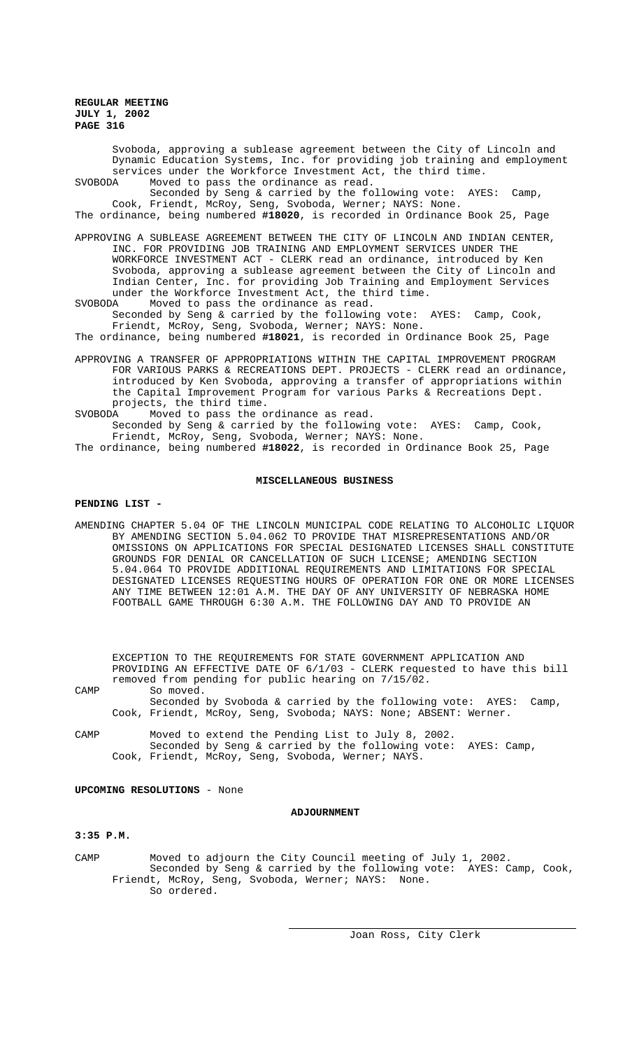Svoboda, approving a sublease agreement between the City of Lincoln and Dynamic Education Systems, Inc. for providing job training and employment services under the Workforce Investment Act, the third time.

SVOBODA Moved to pass the ordinance as read.

Seconded by Seng & carried by the following vote: AYES: Camp, Cook, Friendt, McRoy, Seng, Svoboda, Werner; NAYS: None.

The ordinance, being numbered **#18020**, is recorded in Ordinance Book 25, Page

APPROVING A SUBLEASE AGREEMENT BETWEEN THE CITY OF LINCOLN AND INDIAN CENTER, INC. FOR PROVIDING JOB TRAINING AND EMPLOYMENT SERVICES UNDER THE WORKFORCE INVESTMENT ACT - CLERK read an ordinance, introduced by Ken Svoboda, approving a sublease agreement between the City of Lincoln and Indian Center, Inc. for providing Job Training and Employment Services under the Workforce Investment Act, the third time.

SVOBODA Moved to pass the ordinance as read.

Seconded by Seng & carried by the following vote: AYES: Camp, Cook, Friendt, McRoy, Seng, Svoboda, Werner; NAYS: None.

The ordinance, being numbered **#18021**, is recorded in Ordinance Book 25, Page

APPROVING A TRANSFER OF APPROPRIATIONS WITHIN THE CAPITAL IMPROVEMENT PROGRAM FOR VARIOUS PARKS & RECREATIONS DEPT. PROJECTS - CLERK read an ordinance, introduced by Ken Svoboda, approving a transfer of appropriations within the Capital Improvement Program for various Parks & Recreations Dept. projects, the third time.

SVOBODA Moved to pass the ordinance as read.

Seconded by Seng & carried by the following vote: AYES: Camp, Cook, Friendt, McRoy, Seng, Svoboda, Werner; NAYS: None.

The ordinance, being numbered **#18022**, is recorded in Ordinance Book 25, Page

## MISCELLANEOUS BUSINESS

**PENDING LIST -**

AMENDING CHAPTER 5.04 OF THE LINCOLN MUNICIPAL CODE RELATING TO ALCOHOLIC LIQUOR BY AMENDING SECTION 5.04.062 TO PROVIDE THAT MISREPRESENTATIONS AND/OR OMISSIONS ON APPLICATIONS FOR SPECIAL DESIGNATED LICENSES SHALL CONSTITUTE GROUNDS FOR DENIAL OR CANCELLATION OF SUCH LICENSE; AMENDING SECTION 5.04.064 TO PROVIDE ADDITIONAL REQUIREMENTS AND LIMITATIONS FOR SPECIAL DESIGNATED LICENSES REQUESTING HOURS OF OPERATION FOR ONE OR MORE LICENSES ANY TIME BETWEEN 12:01 A.M. THE DAY OF ANY UNIVERSITY OF NEBRASKA HOME FOOTBALL GAME THROUGH 6:30 A.M. THE FOLLOWING DAY AND TO PROVIDE AN EXCEPTION TO THE REQUIREMENTS FOR STATE GOVERNMENT APPLICATION AND PROVIDING AN EFFECTIVE DATE OF 6/1/03 - CLERK requested to have this bill removed from pending for public hearing on 7/15/02.

CAMP So moved.

Seconded by Svoboda & carried by the following vote: AYES: Camp, Cook, Friendt, McRoy, Seng, Svoboda; NAYS: None; ABSENT: Werner.

CAMP Moved to extend the Pending List to July 8, 2002.

Seconded by Seng & carried by the following vote: AYES: Camp, Cook, Friendt, McRoy, Seng, Svoboda, Werner; NAYS.

**UPCOMING RESOLUTIONS** - None

## ADJOURNMENT

**3:35 P.M.**

CAMP Moved to adjourn the City Council meeting of July 1, 2002.

Seconded by Seng & carried by the following vote: AYES: Camp, Cook, Friendt, McRoy, Seng, Svoboda, Werner; NAYS: None.

So ordered.

Joan Ross, City Clerk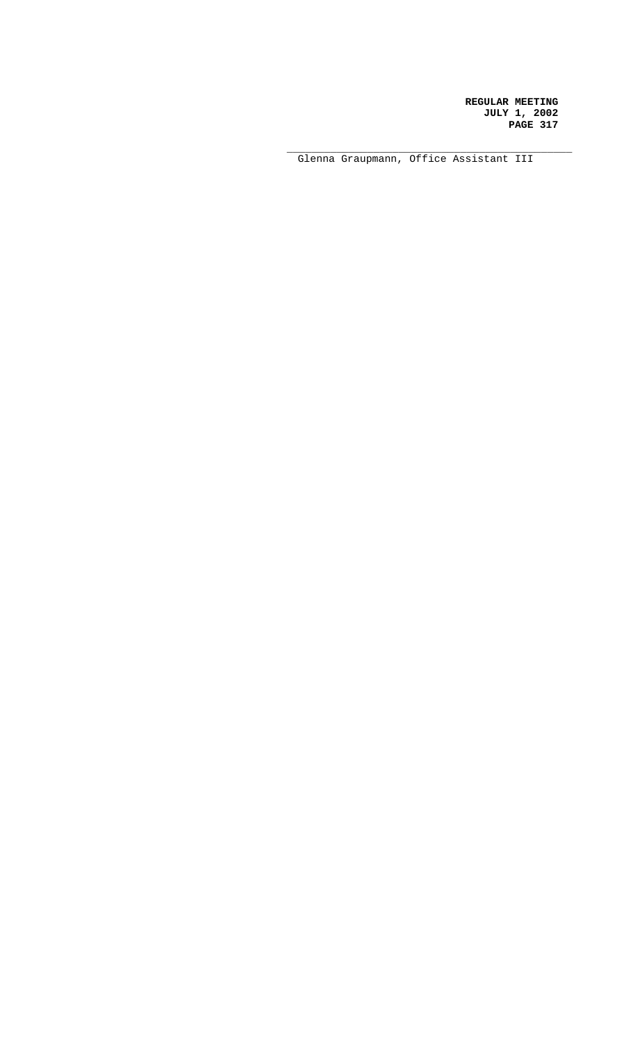\_\_\_\_\_\_\_\_\_\_\_\_\_\_\_\_\_\_\_\_\_\_\_\_\_\_\_\_\_\_\_\_\_\_\_\_\_\_\_\_\_\_

Glenna Graupmann, Office Assistant III